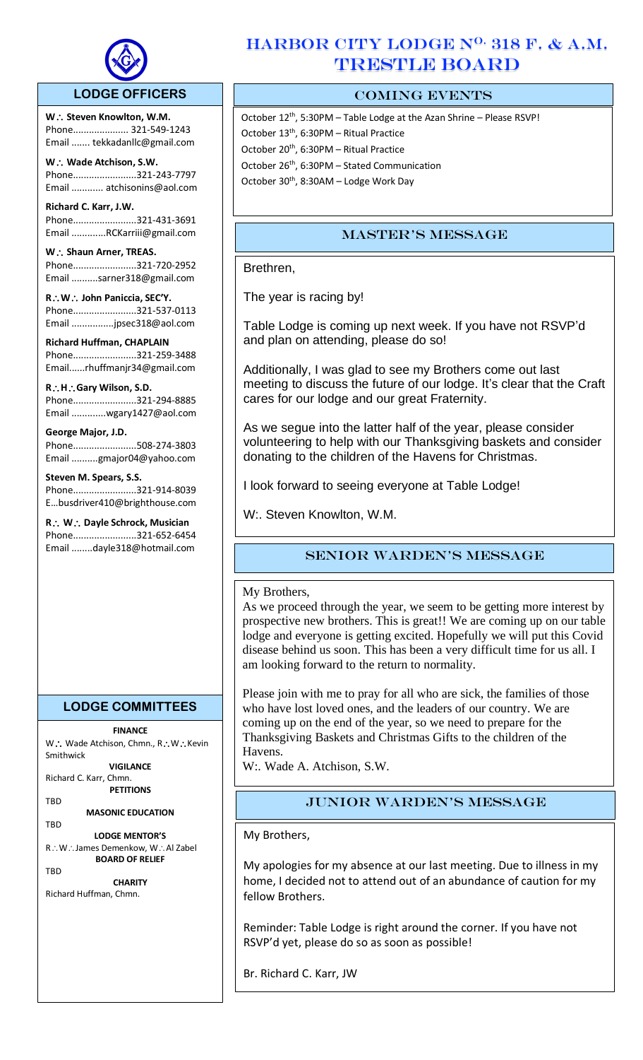# HARBOR CITY LODGE NO. 318 F. & A.M. TRESTLE BOARD

## COMING EVENTS

October 12th, 5:30PM – Table Lodge at the Azan Shrine – Please RSVP!

October 13th, 6:30PM – Ritual Practice

October 20th, 6:30PM – Ritual Practice

October 26th, 6:30PM – Stated Communication

October 30th, 8:30AM – Lodge Work Day

## MASTER'S MESSAGE

Brethren,

The year is racing by!

Table Lodge is coming up next week. If you have not RSVP'd and plan on attending, please do so!

Additionally, I was glad to see my Brothers come out last meeting to discuss the future of our lodge. It's clear that the Craft cares for our lodge and our great Fraternity.

As we segue into the latter half of the year, please consider volunteering to help with our Thanksgiving baskets and consider donating to the children of the Havens for Christmas.

I look forward to seeing everyone at Table Lodge!

W:. Steven Knowlton, W.M.

## SENIOR WARDEN'S MESSAGE

My Brothers,

As we proceed through the year, we seem to be getting more interest by prospective new brothers. This is great!! We are coming up on our table lodge and everyone is getting excited. Hopefully we will put this Covid disease behind us soon. This has been a very difficult time for us all. I am looking forward to the return to normality.

Please join with me to pray for all who are sick, the families of those who have lost loved ones, and the leaders of our country. We are coming up on the end of the year, so we need to prepare for the Thanksgiving Baskets and Christmas Gifts to the children of the Havens.

W:. Wade A. Atchison, S.W.

## JUNIOR WARDEN'S MESSAGE

My Brothers,

My apologies for my absence at our last meeting. Due to illness in my home, I decided not to attend out of an abundance of caution for my fellow Brothers.

Reminder: Table Lodge is right around the corner. If you have not RSVP'd yet, please do so as soon as possible!

Br. Richard C. Karr, JW

## LODGE OFFICERS

**W∴ Steven Knowlton, W.M.**
Phone..................... 321-549-1243
Email ....... tekkadanllc@gmail.com

**W∴ Wade Atchison, S.W.**
Phone........................321-243-7797
Email ............ atchisonins@aol.com

**Richard C. Karr, J.W.**
Phone........................321-431-3691
Email .............RCKarriii@gmail.com

**W∴ Shaun Arner, TREAS.**
Phone........................321-720-2952
Email ..........sarner318@gmail.com

**R∴W∴ John Paniccia, SEC'Y.**
Phone........................321-537-0113
Email ................jpsec318@aol.com

**Richard Huffman, CHAPLAIN**
Phone........................321-259-3488
Email......rhuffmanjr34@gmail.com

**R∴H∴Gary Wilson, S.D.**
Phone........................321-294-8885
Email .............wgary1427@aol.com

**George Major, J.D.**
Phone........................508-274-3803
Email ..........gmajor04@yahoo.com

**Steven M. Spears, S.S.**
Phone........................321-914-8039
E…busdriver410@brighthouse.com

**R∴ W∴ Dayle Schrock, Musician**
Phone........................321-652-6454
Email ........dayle318@hotmail.com

## LODGE COMMITTEES

**FINANCE**
W∴ Wade Atchison, Chmn., R∴W∴Kevin Smithwick

**VIGILANCE**
Richard C. Karr, Chmn.

**PETITIONS**
TBD

**MASONIC EDUCATION**
TBD

**LODGE MENTOR'S**
R∴W∴James Demenkow, W∴Al Zabel

**BOARD OF RELIEF**
TBD

**CHARITY**
Richard Huffman, Chmn.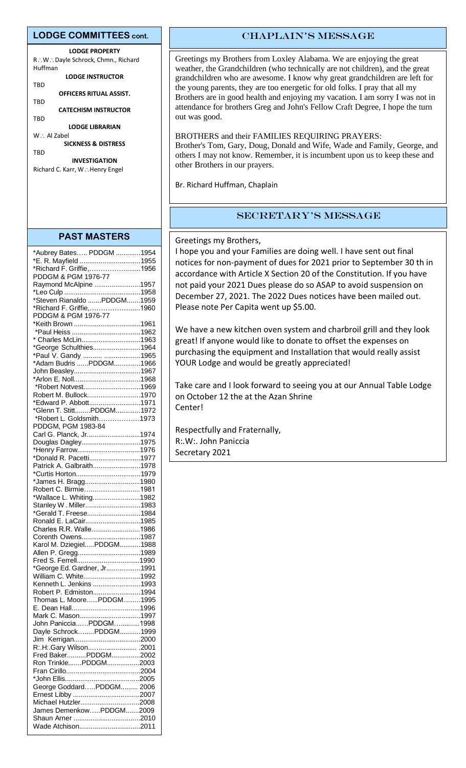## LODGE COMMITTEES cont.

**LODGE PROPERTY**
R∴W∴Dayle Schrock, Chmn., Richard Huffman

**LODGE INSTRUCTOR**
TBD

**OFFICERS RITUAL ASSIST.**
TBD

**CATECHISM INSTRUCTOR**
TBD

**LODGE LIBRARIAN**
W∴ Al Zabel

**SICKNESS & DISTRESS**
TBD

**INVESTIGATION**
Richard C. Karr, W∴Henry Engel

## PAST MASTERS

*Aubrey Bates….. PDDGM .............1954
*E. R. Mayfield ................................1955
*Richard F. Griffie,……………........1956
PDDGM & PGM 1976-77
Raymond McAlpine ........................1957
*Leo Culp .........................................1958
*Steven Rianaldo .......PDDGM.......1959
*Richard F. Griffie,……………........1960
PDDGM & PGM 1976-77
*Keith Brown ....................................1961
*Paul Heiss ......................................1962
* Charles McLin...............................1963
*George Schulthies.........................1964
*Paul V. Gandy .......... ...................1965
*Adam Budris ......PDDGM..............1966
John Beasley....................................1967
*Arlon E. Noll....................................1968
*Robert Notvest..............................1969
Robert M. Bullock............................1970
*Edward P. Abbott...........................1971
*Glenn T. Stitt........PDDGM.............1972
*Robert L. Goldsmith……………...1973
PDDGM, PGM 1983-84
Carl G. Planck, Jr.............................1974
Douglas Dagley...............................1975
*Henry Farrow..................................1976
*Donald R. Pacetti...........................1977
Patrick A. Galbraith.........................1978
*Curtis Horton..................................1979
*James H. Bragg.............................1980
Robert C. Birmie….........................1981
*Wallace L. Whiting.........................1982
Stanley W . Miller.............................1983
*Gerald T. Freese............................1984
Ronald E. LaCair.............................1985
Charles R.R. Walle….....................1986
Corenth Owens...............................1987
Karol M. Dziegiel.....PDDGM...........1988
Allen P. Gregg.................................1989
Fred S. Ferrell.................................1990
*George Ed. Gardner, Jr..................1991
William C. White..............................1992
Kenneth L. Jenkins .........................1993
Robert P. Edmiston.........................1994
Thomas L. Moore......PDDGM.........1995
E. Dean Hall....................................1996
Mark C. Mason................................1997
John Paniccia.….PDDGM….........1998
Dayle Schrock….....PDDGM...........1999
Jim Kerrigan...................................2000
R:.H:.Gary Wilson…...................... .2001
Fred Baker..........PDDGM...............2002
Ron Trinkle.......PDDGM.................2003
Fran Cirillo.......................................2004
*John Ellis........................................2005
George Goddard…..PDDGM......... 2006
Ernest Libby ...................................2007
Michael Hutzler................................2008
James Demenkow…..PDDGM.......2009
Shaun Arner ...................................2010
Wade Atchison................................2011

## CHAPLAIN'S MESSAGE

Greetings my Brothers from Loxley Alabama. We are enjoying the great weather, the Grandchildren (who technically are not children), and the great grandchildren who are awesome. I know why great grandchildren are left for the young parents, they are too energetic for old folks. I pray that all my Brothers are in good health and enjoying my vacation. I am sorry I was not in attendance for brothers Greg and John's Fellow Craft Degree, I hope the turn out was good.

BROTHERS and their FAMILIES REQUIRING PRAYERS:
Brother's Tom, Gary, Doug, Donald and Wife, Wade and Family, George, and others I may not know. Remember, it is incumbent upon us to keep these and other Brothers in our prayers.

Br. Richard Huffman, Chaplain

## SECRETARY'S MESSAGE

Greetings my Brothers,

I hope you and your Families are doing well. I have sent out final notices for non-payment of dues for 2021 prior to September 30 th in accordance with Article X Section 20 of the Constitution. If you have not paid your 2021 Dues please do so ASAP to avoid suspension on December 27, 2021. The 2022 Dues notices have been mailed out. Please note Per Capita went up $5.00.

We have a new kitchen oven system and charbroil grill and they look great! If anyone would like to donate to offset the expenses on purchasing the equipment and Installation that would really assist YOUR Lodge and would be greatly appreciated!

Take care and I look forward to seeing you at our Annual Table Lodge on October 12 the at the Azan Shrine Center!

Respectfully and Fraternally,
R:.W:. John Paniccia
Secretary 2021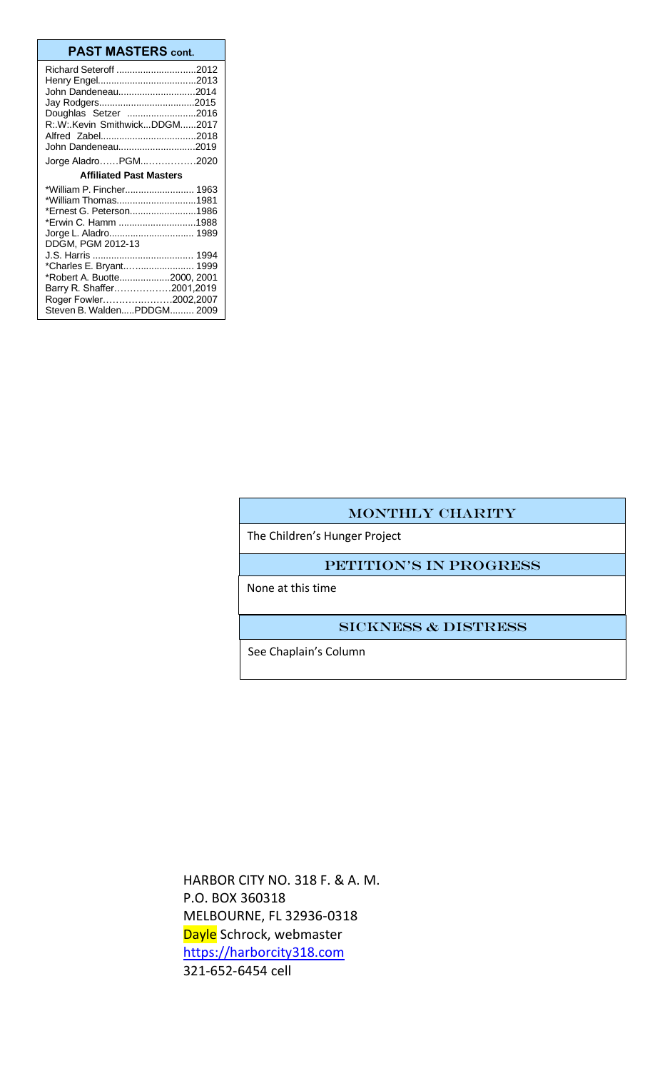## PAST MASTERS cont.

| | |
|---|---|
| Richard Seteroff | 2012 |
| Henry Engel | 2013 |
| John Dandeneau | 2014 |
| Jay Rodgers | 2015 |
| Doughlas Setzer | 2016 |
| R:.W:.Kevin Smithwick...DDGM | 2017 |
| Alfred Zabel | 2018 |
| John Dandeneau | 2019 |
| Jorge Aladro......PGM | 2020 |

**Affiliated Past Masters**

| | |
|---|---|
| *William P. Fincher | 1963 |
| *William Thomas | 1981 |
| *Ernest G. Peterson | 1986 |
| *Erwin C. Hamm | 1988 |
| Jorge L. Aladro DDGM, PGM 2012-13 | 1989 |
| J.S. Harris | 1994 |
| *Charles E. Bryant | 1999 |
| *Robert A. Buotte | 2000, 2001 |
| Barry R. Shaffer | 2001,2019 |
| Roger Fowler | 2002,2007 |
| Steven B. Walden.....PDDGM | 2009 |

## MONTHLY CHARITY

The Children's Hunger Project

## PETITION'S IN PROGRESS

None at this time

## SICKNESS & DISTRESS

See Chaplain's Column

HARBOR CITY NO. 318 F. & A. M.
P.O. BOX 360318
MELBOURNE, FL 32936-0318
Dayle Schrock, webmaster
https://harborcity318.com
321-652-6454 cell